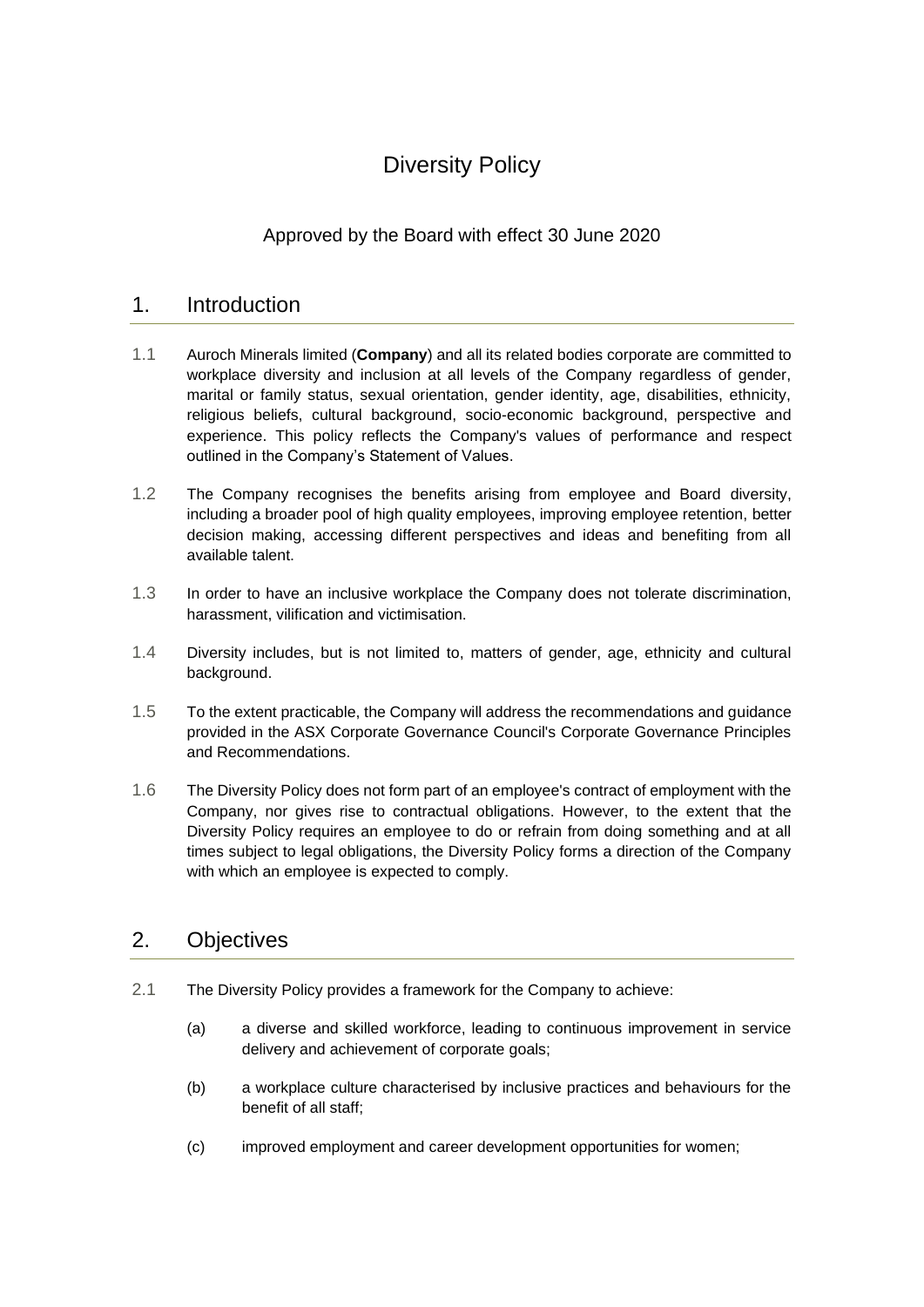# Diversity Policy

Approved by the Board with effect 30 June 2020

## 1. Introduction

1.1 Auroch Minerals limited (**Company**) and all its related bodies corporate are committed to workplace diversity and inclusion at all levels of the Company regardless of gender, marital or family status, sexual orientation, gender identity, age, disabilities, ethnicity, religious beliefs, cultural background, socio-economic background, perspective and experience. This policy reflects the Company's values of performance and respect outlined in the Company's Statement of Values.

1.2 The Company recognises the benefits arising from employee and Board diversity, including a broader pool of high quality employees, improving employee retention, better decision making, accessing different perspectives and ideas and benefiting from all available talent.

1.3 In order to have an inclusive workplace the Company does not tolerate discrimination, harassment, vilification and victimisation.

1.4 Diversity includes, but is not limited to, matters of gender, age, ethnicity and cultural background.

1.5 To the extent practicable, the Company will address the recommendations and guidance provided in the ASX Corporate Governance Council's Corporate Governance Principles and Recommendations.

1.6 The Diversity Policy does not form part of an employee's contract of employment with the Company, nor gives rise to contractual obligations. However, to the extent that the Diversity Policy requires an employee to do or refrain from doing something and at all times subject to legal obligations, the Diversity Policy forms a direction of the Company with which an employee is expected to comply.

## 2. Objectives

2.1 The Diversity Policy provides a framework for the Company to achieve:

(a) a diverse and skilled workforce, leading to continuous improvement in service delivery and achievement of corporate goals;

(b) a workplace culture characterised by inclusive practices and behaviours for the benefit of all staff;

(c) improved employment and career development opportunities for women;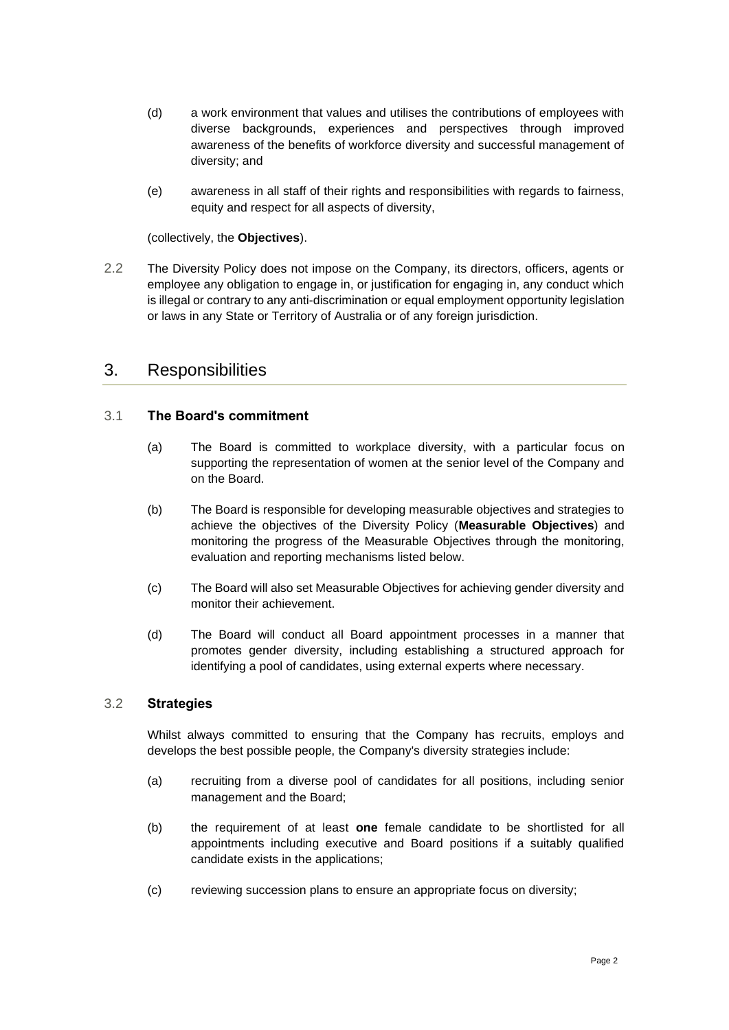(d) a work environment that values and utilises the contributions of employees with diverse backgrounds, experiences and perspectives through improved awareness of the benefits of workforce diversity and successful management of diversity; and

(e) awareness in all staff of their rights and responsibilities with regards to fairness, equity and respect for all aspects of diversity,

(collectively, the **Objectives**).

2.2 The Diversity Policy does not impose on the Company, its directors, officers, agents or employee any obligation to engage in, or justification for engaging in, any conduct which is illegal or contrary to any anti-discrimination or equal employment opportunity legislation or laws in any State or Territory of Australia or of any foreign jurisdiction.

## 3. Responsibilities

### 3.1 The Board's commitment

(a) The Board is committed to workplace diversity, with a particular focus on supporting the representation of women at the senior level of the Company and on the Board.

(b) The Board is responsible for developing measurable objectives and strategies to achieve the objectives of the Diversity Policy (**Measurable Objectives**) and monitoring the progress of the Measurable Objectives through the monitoring, evaluation and reporting mechanisms listed below.

(c) The Board will also set Measurable Objectives for achieving gender diversity and monitor their achievement.

(d) The Board will conduct all Board appointment processes in a manner that promotes gender diversity, including establishing a structured approach for identifying a pool of candidates, using external experts where necessary.

### 3.2 Strategies

Whilst always committed to ensuring that the Company has recruits, employs and develops the best possible people, the Company's diversity strategies include:

(a) recruiting from a diverse pool of candidates for all positions, including senior management and the Board;

(b) the requirement of at least **one** female candidate to be shortlisted for all appointments including executive and Board positions if a suitably qualified candidate exists in the applications;

(c) reviewing succession plans to ensure an appropriate focus on diversity;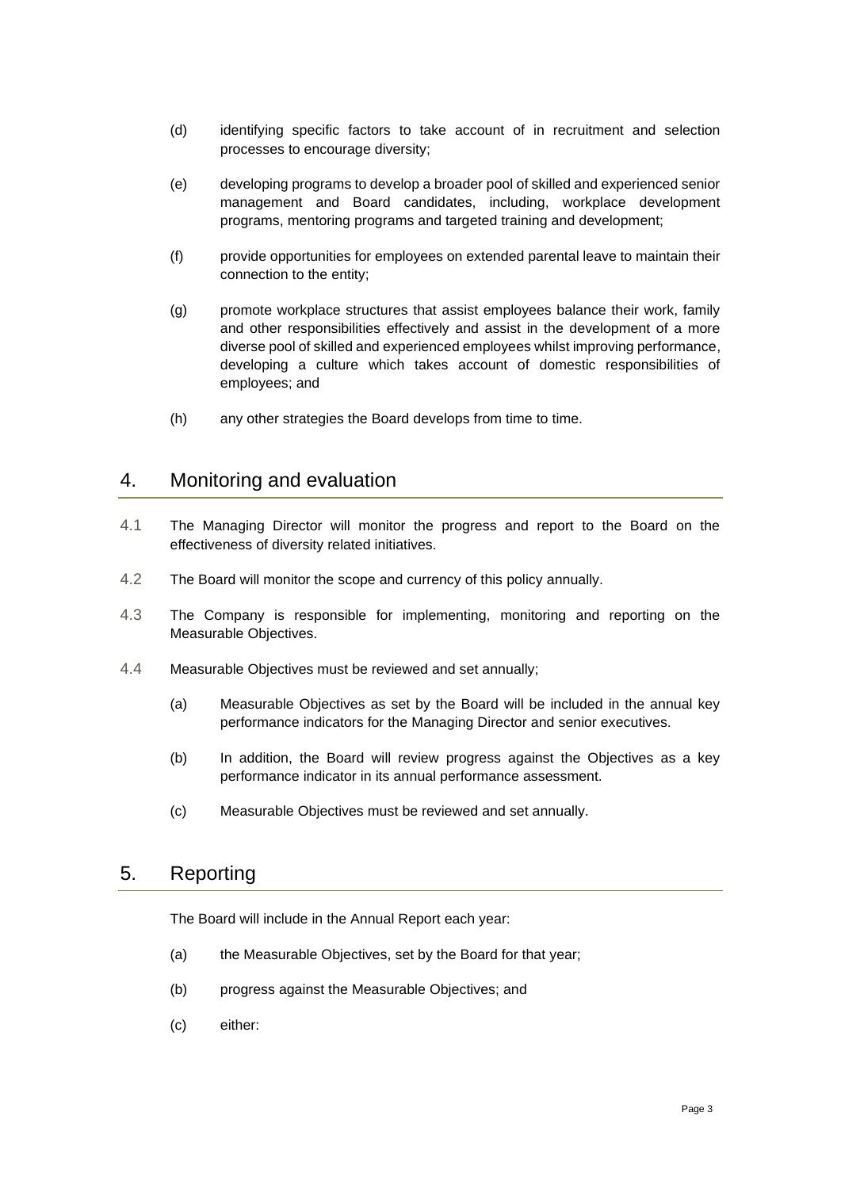(d) identifying specific factors to take account of in recruitment and selection processes to encourage diversity;

(e) developing programs to develop a broader pool of skilled and experienced senior management and Board candidates, including, workplace development programs, mentoring programs and targeted training and development;

(f) provide opportunities for employees on extended parental leave to maintain their connection to the entity;

(g) promote workplace structures that assist employees balance their work, family and other responsibilities effectively and assist in the development of a more diverse pool of skilled and experienced employees whilst improving performance, developing a culture which takes account of domestic responsibilities of employees; and

(h) any other strategies the Board develops from time to time.

## 4. Monitoring and evaluation

4.1 The Managing Director will monitor the progress and report to the Board on the effectiveness of diversity related initiatives.

4.2 The Board will monitor the scope and currency of this policy annually.

4.3 The Company is responsible for implementing, monitoring and reporting on the Measurable Objectives.

4.4 Measurable Objectives must be reviewed and set annually;

(a) Measurable Objectives as set by the Board will be included in the annual key performance indicators for the Managing Director and senior executives.

(b) In addition, the Board will review progress against the Objectives as a key performance indicator in its annual performance assessment.

(c) Measurable Objectives must be reviewed and set annually.

## 5. Reporting

The Board will include in the Annual Report each year:

(a) the Measurable Objectives, set by the Board for that year;

(b) progress against the Measurable Objectives; and

(c) either: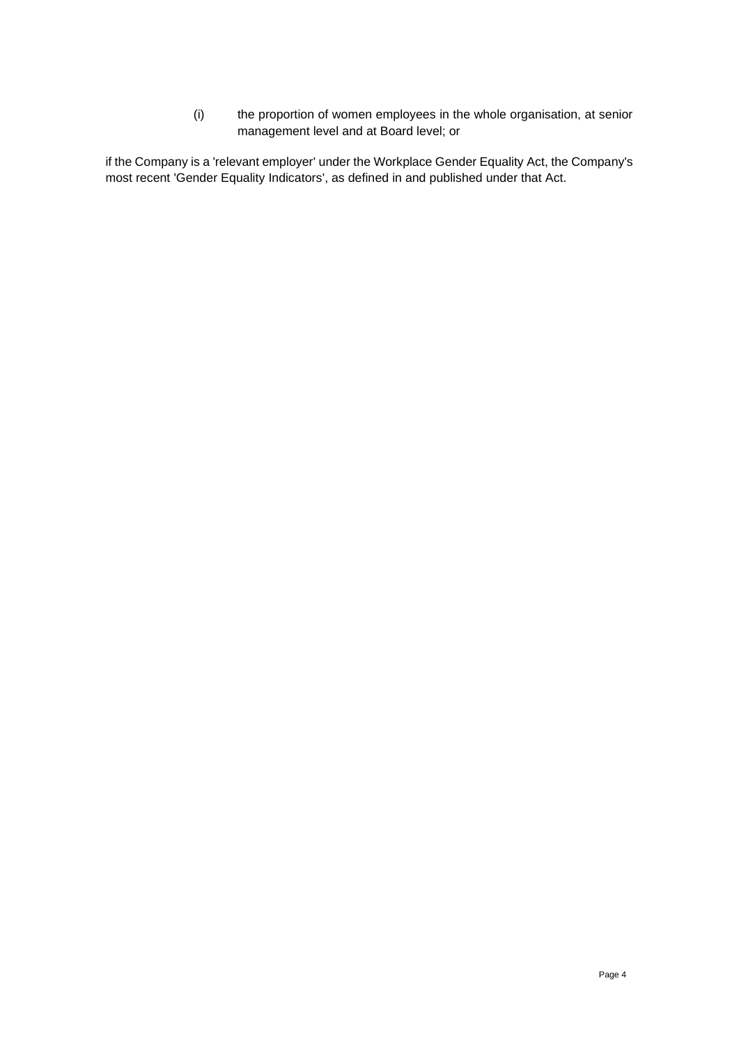(i) the proportion of women employees in the whole organisation, at senior management level and at Board level; or

if the Company is a 'relevant employer' under the Workplace Gender Equality Act, the Company's most recent 'Gender Equality Indicators', as defined in and published under that Act.